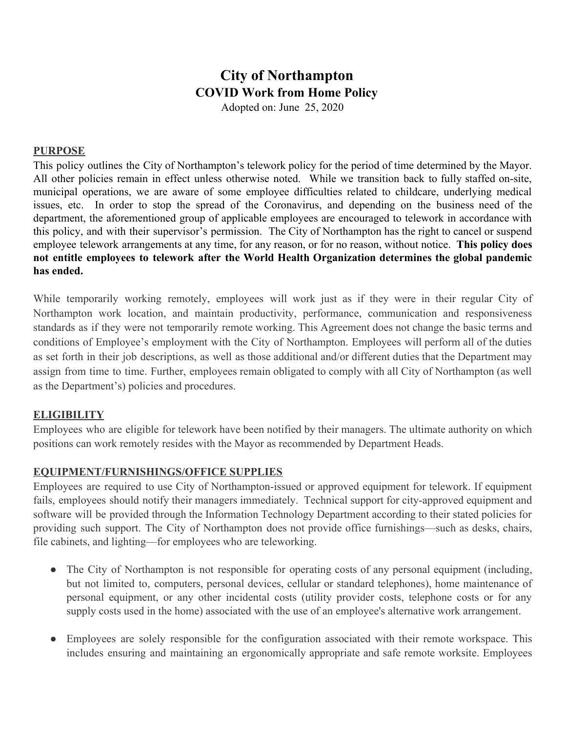# City of Northampton

## COVID Work from Home Policy

Adopted on: June 25, 2020

### PURPOSE

This policy outlines the City of Northampton's telework policy for the period of time determined by the Mayor. All other policies remain in effect unless otherwise noted. While we transition back to fully staffed on-site, municipal operations, we are aware of some employee difficulties related to childcare, underlying medical issues, etc. In order to stop the spread of the Coronavirus, and depending on the business need of the department, the aforementioned group of applicable employees are encouraged to telework in accordance with this policy, and with their supervisor's permission. The City of Northampton has the right to cancel or suspend employee telework arrangements at any time, for any reason, or for no reason, without notice. **This policy does not entitle employees to telework after the World Health Organization determines the global pandemic has ended.**

While temporarily working remotely, employees will work just as if they were in their regular City of Northampton work location, and maintain productivity, performance, communication and responsiveness standards as if they were not temporarily remote working. This Agreement does not change the basic terms and conditions of Employee's employment with the City of Northampton. Employees will perform all of the duties as set forth in their job descriptions, as well as those additional and/or different duties that the Department may assign from time to time. Further, employees remain obligated to comply with all City of Northampton (as well as the Department's) policies and procedures.

### ELIGIBILITY

Employees who are eligible for telework have been notified by their managers. The ultimate authority on which positions can work remotely resides with the Mayor as recommended by Department Heads.

### EQUIPMENT/FURNISHINGS/OFFICE SUPPLIES

Employees are required to use City of Northampton-issued or approved equipment for telework. If equipment fails, employees should notify their managers immediately. Technical support for city-approved equipment and software will be provided through the Information Technology Department according to their stated policies for providing such support. The City of Northampton does not provide office furnishings—such as desks, chairs, file cabinets, and lighting—for employees who are teleworking.

- The City of Northampton is not responsible for operating costs of any personal equipment (including, but not limited to, computers, personal devices, cellular or standard telephones), home maintenance of personal equipment, or any other incidental costs (utility provider costs, telephone costs or for any supply costs used in the home) associated with the use of an employee's alternative work arrangement.

- Employees are solely responsible for the configuration associated with their remote workspace. This includes ensuring and maintaining an ergonomically appropriate and safe remote worksite. Employees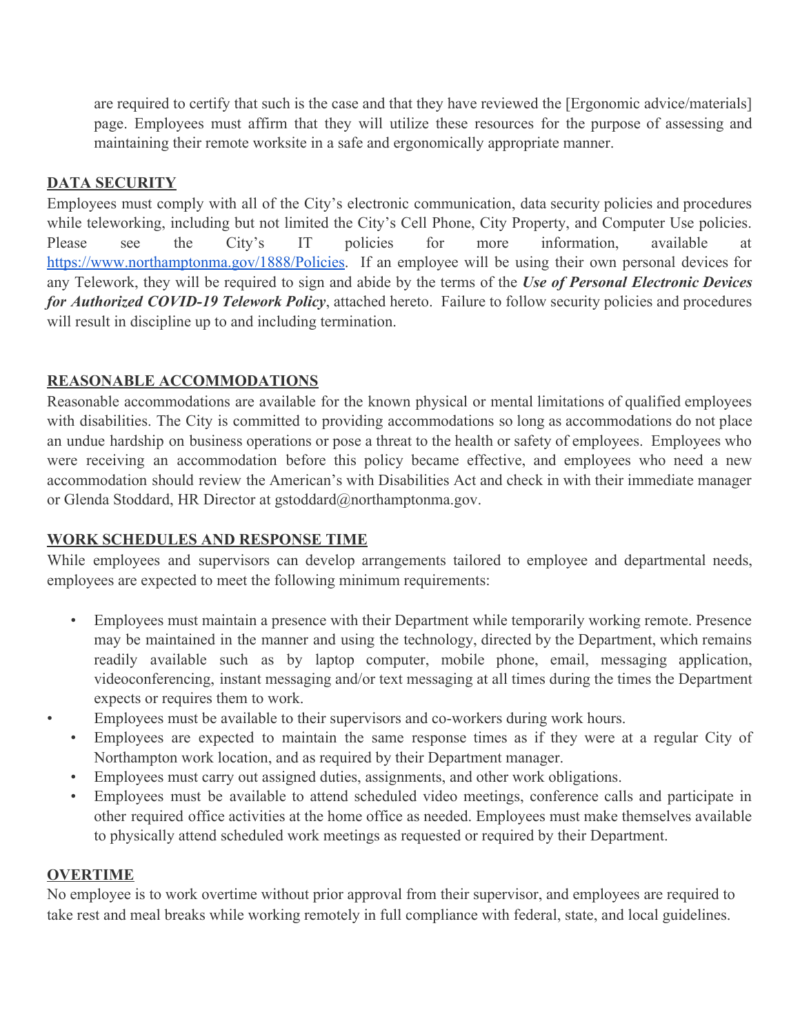are required to certify that such is the case and that they have reviewed the [Ergonomic advice/materials] page. Employees must affirm that they will utilize these resources for the purpose of assessing and maintaining their remote worksite in a safe and ergonomically appropriate manner.

## DATA SECURITY

Employees must comply with all of the City's electronic communication, data security policies and procedures while teleworking, including but not limited the City's Cell Phone, City Property, and Computer Use policies. Please see the City's IT policies for more information, available at https://www.northamptonma.gov/1888/Policies. If an employee will be using their own personal devices for any Telework, they will be required to sign and abide by the terms of the ***Use of Personal Electronic Devices for Authorized COVID-19 Telework Policy***, attached hereto. Failure to follow security policies and procedures will result in discipline up to and including termination.

## REASONABLE ACCOMMODATIONS

Reasonable accommodations are available for the known physical or mental limitations of qualified employees with disabilities. The City is committed to providing accommodations so long as accommodations do not place an undue hardship on business operations or pose a threat to the health or safety of employees. Employees who were receiving an accommodation before this policy became effective, and employees who need a new accommodation should review the American's with Disabilities Act and check in with their immediate manager or Glenda Stoddard, HR Director at gstoddard@northamptonma.gov.

## WORK SCHEDULES AND RESPONSE TIME

While employees and supervisors can develop arrangements tailored to employee and departmental needs, employees are expected to meet the following minimum requirements:

- Employees must maintain a presence with their Department while temporarily working remote. Presence may be maintained in the manner and using the technology, directed by the Department, which remains readily available such as by laptop computer, mobile phone, email, messaging application, videoconferencing, instant messaging and/or text messaging at all times during the times the Department expects or requires them to work.
- Employees must be available to their supervisors and co-workers during work hours.
- Employees are expected to maintain the same response times as if they were at a regular City of Northampton work location, and as required by their Department manager.
- Employees must carry out assigned duties, assignments, and other work obligations.
- Employees must be available to attend scheduled video meetings, conference calls and participate in other required office activities at the home office as needed. Employees must make themselves available to physically attend scheduled work meetings as requested or required by their Department.

## OVERTIME

No employee is to work overtime without prior approval from their supervisor, and employees are required to take rest and meal breaks while working remotely in full compliance with federal, state, and local guidelines.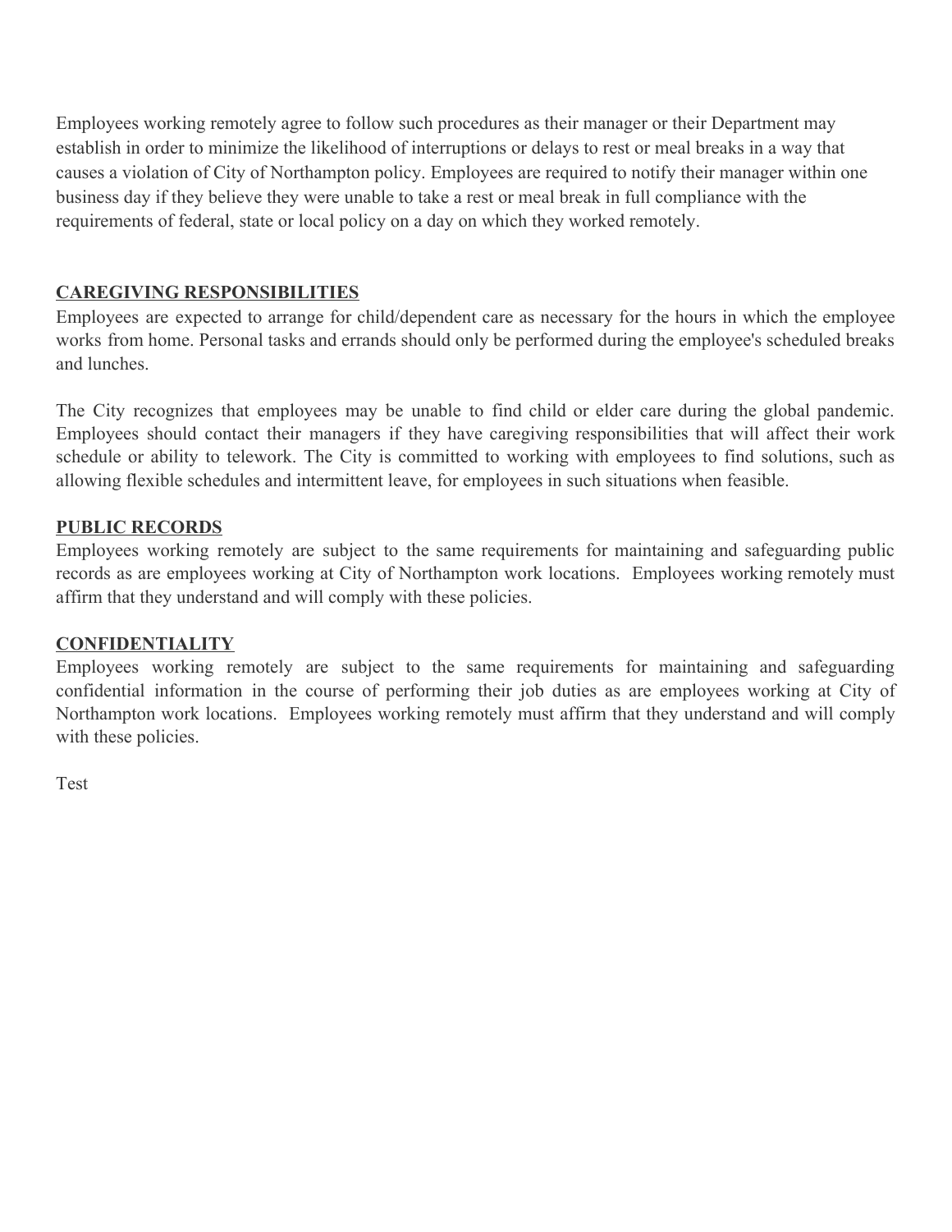Employees working remotely agree to follow such procedures as their manager or their Department may establish in order to minimize the likelihood of interruptions or delays to rest or meal breaks in a way that causes a violation of City of Northampton policy. Employees are required to notify their manager within one business day if they believe they were unable to take a rest or meal break in full compliance with the requirements of federal, state or local policy on a day on which they worked remotely.

## CAREGIVING RESPONSIBILITIES

Employees are expected to arrange for child/dependent care as necessary for the hours in which the employee works from home. Personal tasks and errands should only be performed during the employee's scheduled breaks and lunches.

The City recognizes that employees may be unable to find child or elder care during the global pandemic. Employees should contact their managers if they have caregiving responsibilities that will affect their work schedule or ability to telework. The City is committed to working with employees to find solutions, such as allowing flexible schedules and intermittent leave, for employees in such situations when feasible.

## PUBLIC RECORDS

Employees working remotely are subject to the same requirements for maintaining and safeguarding public records as are employees working at City of Northampton work locations. Employees working remotely must affirm that they understand and will comply with these policies.

## CONFIDENTIALITY

Employees working remotely are subject to the same requirements for maintaining and safeguarding confidential information in the course of performing their job duties as are employees working at City of Northampton work locations. Employees working remotely must affirm that they understand and will comply with these policies.

Test